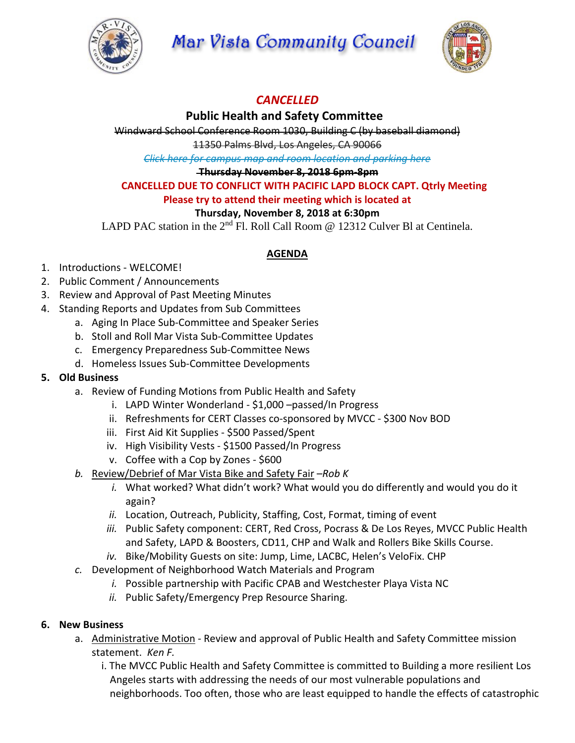# Mar Vista Community Council

***CANCELLED***

## Public Health and Safety Committee

~~Windward School Conference Room 1030, Building C (by baseball diamond)~~

~~11350 Palms Blvd, Los Angeles, CA 90066~~

~~*Click here for campus map and room location and parking here*~~

~~**Thursday November 8, 2018 6pm-8pm**~~

**CANCELLED DUE TO CONFLICT WITH PACIFIC LAPD BLOCK CAPT. Qtrly Meeting**

**Please try to attend their meeting which is located at**

**Thursday, November 8, 2018 at 6:30pm**

LAPD PAC station in the 2nd Fl. Roll Call Room @ 12312 Culver Bl at Centinela.

## AGENDA

1. Introductions - WELCOME!
2. Public Comment / Announcements
3. Review and Approval of Past Meeting Minutes
4. Standing Reports and Updates from Sub Committees
   a. Aging In Place Sub-Committee and Speaker Series
   b. Stoll and Roll Mar Vista Sub-Committee Updates
   c. Emergency Preparedness Sub-Committee News
   d. Homeless Issues Sub-Committee Developments
5. **Old Business**
   a. Review of Funding Motions from Public Health and Safety
      i. LAPD Winter Wonderland - $1,000 –passed/In Progress
      ii. Refreshments for CERT Classes co-sponsored by MVCC - $300 Nov BOD
      iii. First Aid Kit Supplies - $500 Passed/Spent
      iv. High Visibility Vests - $1500 Passed/In Progress
      v. Coffee with a Cop by Zones - $600
   *b.* Review/Debrief of Mar Vista Bike and Safety Fair –*Rob K*
      *i.* What worked? What didn't work? What would you do differently and would you do it again?
      *ii.* Location, Outreach, Publicity, Staffing, Cost, Format, timing of event
      *iii.* Public Safety component: CERT, Red Cross, Pocrass & De Los Reyes, MVCC Public Health and Safety, LAPD & Boosters, CD11, CHP and Walk and Rollers Bike Skills Course.
      *iv.* Bike/Mobility Guests on site: Jump, Lime, LACBC, Helen's VeloFix. CHP
   *c.* Development of Neighborhood Watch Materials and Program
      *i.* Possible partnership with Pacific CPAB and Westchester Playa Vista NC
      *ii.* Public Safety/Emergency Prep Resource Sharing.
6. **New Business**
   a. Administrative Motion - Review and approval of Public Health and Safety Committee mission statement. *Ken F.*
      i. The MVCC Public Health and Safety Committee is committed to Building a more resilient Los Angeles starts with addressing the needs of our most vulnerable populations and neighborhoods. Too often, those who are least equipped to handle the effects of catastrophic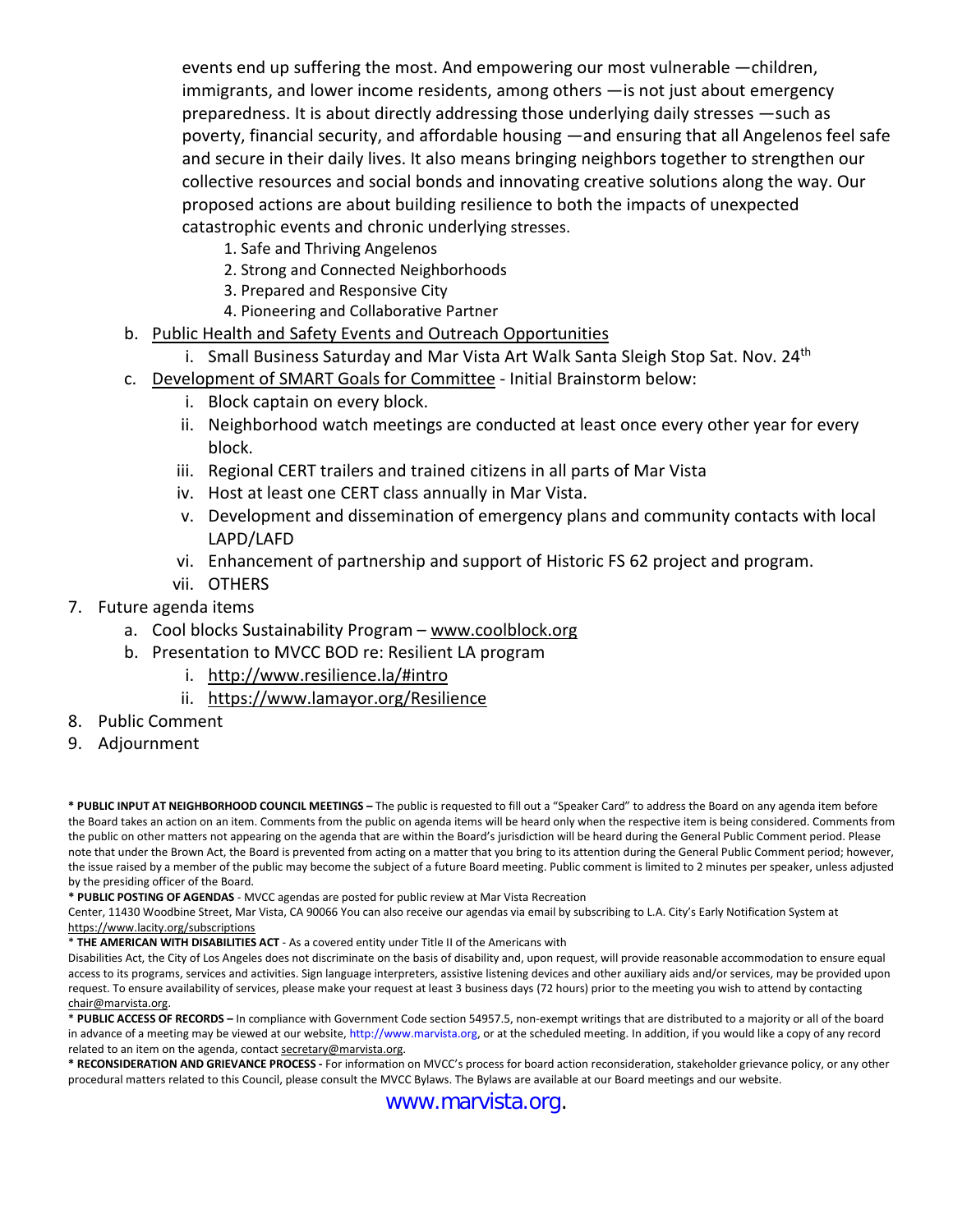events end up suffering the most. And empowering our most vulnerable —children, immigrants, and lower income residents, among others —is not just about emergency preparedness. It is about directly addressing those underlying daily stresses —such as poverty, financial security, and affordable housing —and ensuring that all Angelenos feel safe and secure in their daily lives. It also means bringing neighbors together to strengthen our collective resources and social bonds and innovating creative solutions along the way. Our proposed actions are about building resilience to both the impacts of unexpected catastrophic events and chronic underlying stresses.

1. Safe and Thriving Angelenos
2. Strong and Connected Neighborhoods
3. Prepared and Responsive City
4. Pioneering and Collaborative Partner

b. Public Health and Safety Events and Outreach Opportunities
   i. Small Business Saturday and Mar Vista Art Walk Santa Sleigh Stop Sat. Nov. 24th

c. Development of SMART Goals for Committee - Initial Brainstorm below:
   i. Block captain on every block.
   ii. Neighborhood watch meetings are conducted at least once every other year for every block.
   iii. Regional CERT trailers and trained citizens in all parts of Mar Vista
   iv. Host at least one CERT class annually in Mar Vista.
   v. Development and dissemination of emergency plans and community contacts with local LAPD/LAFD
   vi. Enhancement of partnership and support of Historic FS 62 project and program.
   vii. OTHERS

7. Future agenda items
   a. Cool blocks Sustainability Program – www.coolblock.org
   b. Presentation to MVCC BOD re: Resilient LA program
      i. http://www.resilience.la/#intro
      ii. https://www.lamayor.org/Resilience
8. Public Comment
9. Adjournment

**\* PUBLIC INPUT AT NEIGHBORHOOD COUNCIL MEETINGS –** The public is requested to fill out a "Speaker Card" to address the Board on any agenda item before the Board takes an action on an item. Comments from the public on agenda items will be heard only when the respective item is being considered. Comments from the public on other matters not appearing on the agenda that are within the Board's jurisdiction will be heard during the General Public Comment period. Please note that under the Brown Act, the Board is prevented from acting on a matter that you bring to its attention during the General Public Comment period; however, the issue raised by a member of the public may become the subject of a future Board meeting. Public comment is limited to 2 minutes per speaker, unless adjusted by the presiding officer of the Board.

**\* PUBLIC POSTING OF AGENDAS** - MVCC agendas are posted for public review at Mar Vista Recreation Center, 11430 Woodbine Street, Mar Vista, CA 90066 You can also receive our agendas via email by subscribing to L.A. City's Early Notification System at https://www.lacity.org/subscriptions

\* **THE AMERICAN WITH DISABILITIES ACT** - As a covered entity under Title II of the Americans with Disabilities Act, the City of Los Angeles does not discriminate on the basis of disability and, upon request, will provide reasonable accommodation to ensure equal access to its programs, services and activities. Sign language interpreters, assistive listening devices and other auxiliary aids and/or services, may be provided upon request. To ensure availability of services, please make your request at least 3 business days (72 hours) prior to the meeting you wish to attend by contacting chair@marvista.org.

\* **PUBLIC ACCESS OF RECORDS –** In compliance with Government Code section 54957.5, non-exempt writings that are distributed to a majority or all of the board in advance of a meeting may be viewed at our website, http://www.marvista.org, or at the scheduled meeting. In addition, if you would like a copy of any record related to an item on the agenda, contact secretary@marvista.org.

**\* RECONSIDERATION AND GRIEVANCE PROCESS -** For information on MVCC's process for board action reconsideration, stakeholder grievance policy, or any other procedural matters related to this Council, please consult the MVCC Bylaws. The Bylaws are available at our Board meetings and our website.

www.marvista.org.